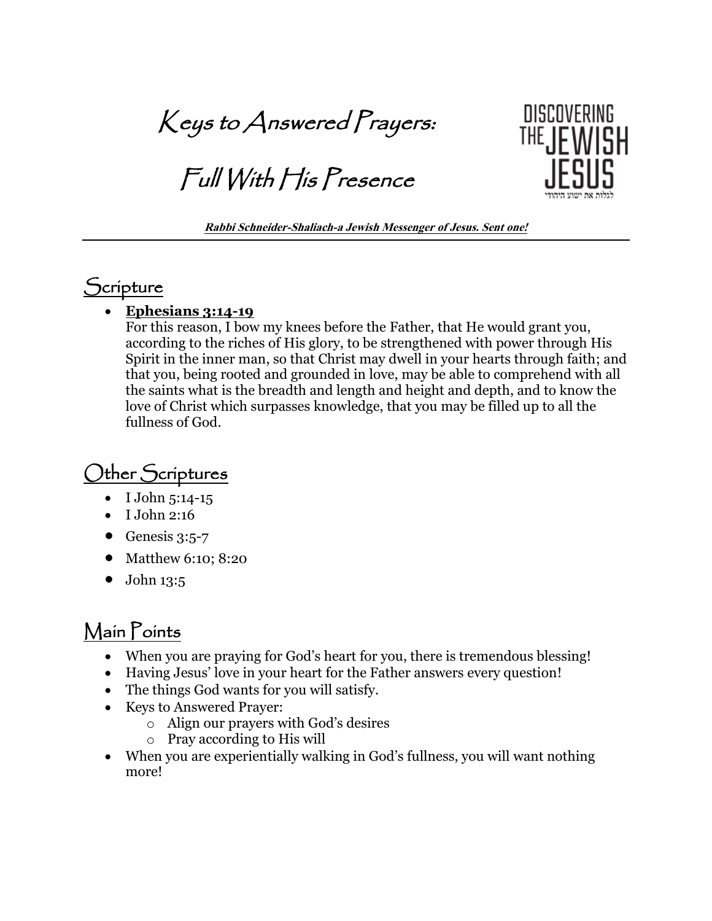# Keys to Answered Prayers:

# Full With His Presence

DISCOVERING THE JEWISH JESUS

לגלות את ישוע היהודי

***Rabbi Schneider-Shaliach-a Jewish Messenger of Jesus. Sent one!***

## Scripture

- **Ephesians 3:14-19**
  For this reason, I bow my knees before the Father, that He would grant you, according to the riches of His glory, to be strengthened with power through His Spirit in the inner man, so that Christ may dwell in your hearts through faith; and that you, being rooted and grounded in love, may be able to comprehend with all the saints what is the breadth and length and height and depth, and to know the love of Christ which surpasses knowledge, that you may be filled up to all the fullness of God.

## Other Scriptures

- I John 5:14-15
- I John 2:16
- Genesis 3:5-7
- Matthew 6:10; 8:20
- John 13:5

## Main Points

- When you are praying for God's heart for you, there is tremendous blessing!
- Having Jesus' love in your heart for the Father answers every question!
- The things God wants for you will satisfy.
- Keys to Answered Prayer:
  - Align our prayers with God's desires
  - Pray according to His will
- When you are experientially walking in God's fullness, you will want nothing more!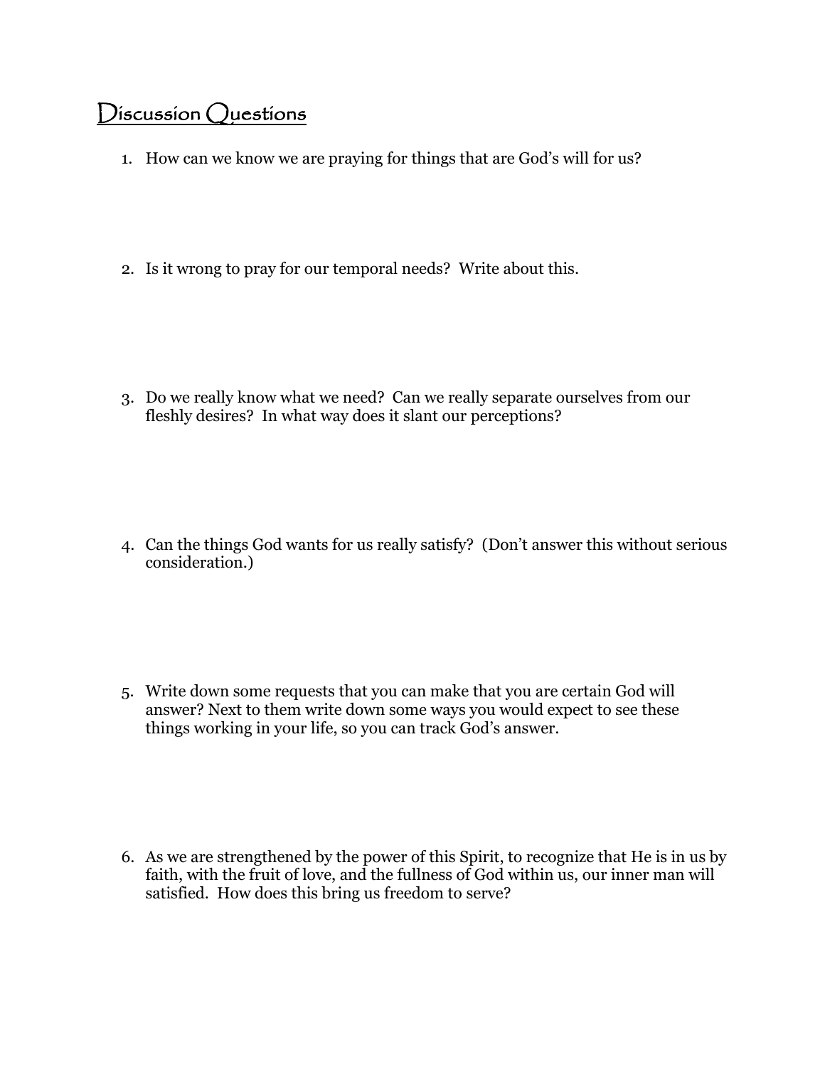## Discussion Questions

1. How can we know we are praying for things that are God's will for us?

2. Is it wrong to pray for our temporal needs? Write about this.

3. Do we really know what we need? Can we really separate ourselves from our fleshly desires? In what way does it slant our perceptions?

4. Can the things God wants for us really satisfy? (Don't answer this without serious consideration.)

5. Write down some requests that you can make that you are certain God will answer? Next to them write down some ways you would expect to see these things working in your life, so you can track God's answer.

6. As we are strengthened by the power of this Spirit, to recognize that He is in us by faith, with the fruit of love, and the fullness of God within us, our inner man will satisfied. How does this bring us freedom to serve?